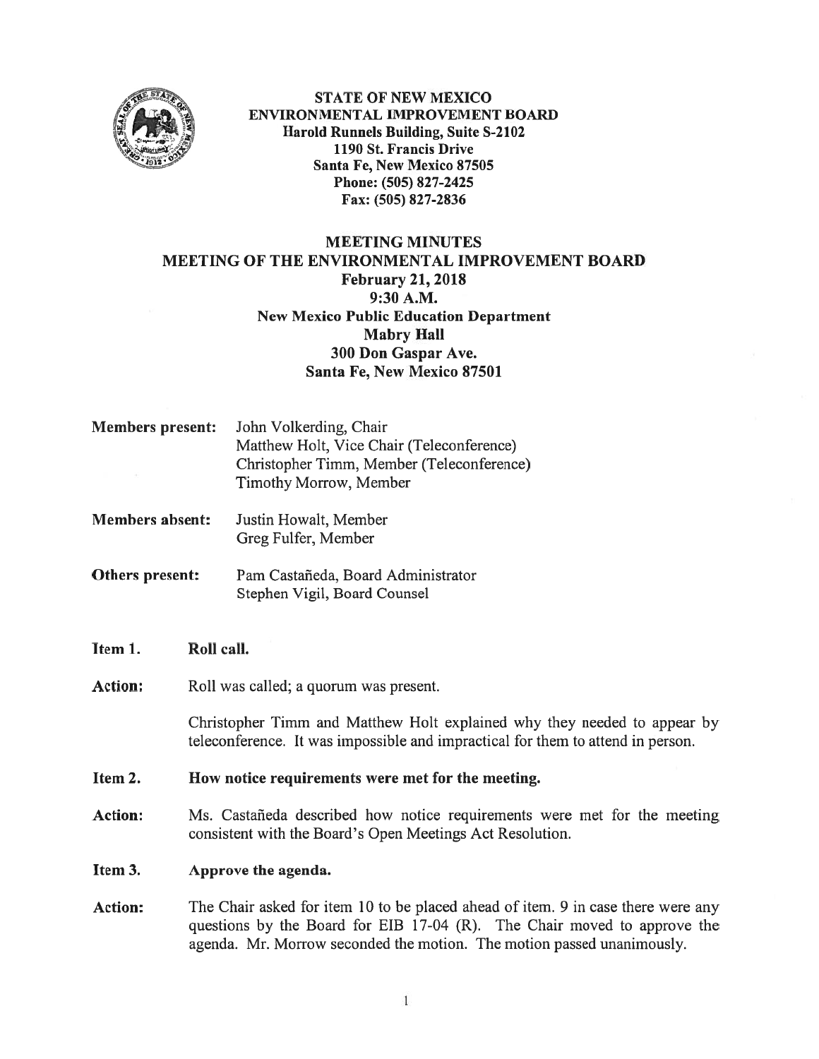**STATE OF NEW MEXICO**
**ENVIRONMENTAL IMPROVEMENT BOARD**
**Harold Runnels Building, Suite S-2102**
**1190 St. Francis Drive**
**Santa Fe, New Mexico 87505**
**Phone: (505) 827-2425**
**Fax: (505) 827-2836**

# MEETING MINUTES
## MEETING OF THE ENVIRONMENTAL IMPROVEMENT BOARD
**February 21, 2018**
**9:30 A.M.**
**New Mexico Public Education Department**
**Mabry Hall**
**300 Don Gaspar Ave.**
**Santa Fe, New Mexico 87501**

**Members present:** John Volkerding, Chair
Matthew Holt, Vice Chair (Teleconference)
Christopher Timm, Member (Teleconference)
Timothy Morrow, Member

**Members absent:** Justin Howalt, Member
Greg Fulfer, Member

**Others present:** Pam Castañeda, Board Administrator
Stephen Vigil, Board Counsel

**Item 1. Roll call.**

**Action:** Roll was called; a quorum was present.

Christopher Timm and Matthew Holt explained why they needed to appear by teleconference. It was impossible and impractical for them to attend in person.

**Item 2. How notice requirements were met for the meeting.**

**Action:** Ms. Castañeda described how notice requirements were met for the meeting consistent with the Board's Open Meetings Act Resolution.

**Item 3. Approve the agenda.**

**Action:** The Chair asked for item 10 to be placed ahead of item. 9 in case there were any questions by the Board for EIB 17-04 (R). The Chair moved to approve the agenda. Mr. Morrow seconded the motion. The motion passed unanimously.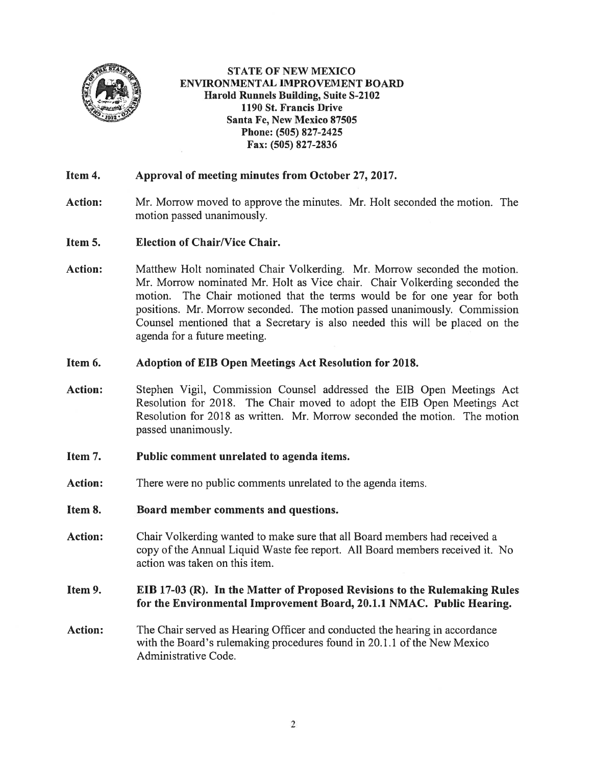**STATE OF NEW MEXICO**
**ENVIRONMENTAL IMPROVEMENT BOARD**
**Harold Runnels Building, Suite S-2102**
**1190 St. Francis Drive**
**Santa Fe, New Mexico 87505**
**Phone: (505) 827-2425**
**Fax: (505) 827-2836**

**Item 4. Approval of meeting minutes from October 27, 2017.**

**Action:** Mr. Morrow moved to approve the minutes. Mr. Holt seconded the motion. The motion passed unanimously.

**Item 5. Election of Chair/Vice Chair.**

**Action:** Matthew Holt nominated Chair Volkerding. Mr. Morrow seconded the motion. Mr. Morrow nominated Mr. Holt as Vice chair. Chair Volkerding seconded the motion. The Chair motioned that the terms would be for one year for both positions. Mr. Morrow seconded. The motion passed unanimously. Commission Counsel mentioned that a Secretary is also needed this will be placed on the agenda for a future meeting.

**Item 6. Adoption of EIB Open Meetings Act Resolution for 2018.**

**Action:** Stephen Vigil, Commission Counsel addressed the EIB Open Meetings Act Resolution for 2018. The Chair moved to adopt the EIB Open Meetings Act Resolution for 2018 as written. Mr. Morrow seconded the motion. The motion passed unanimously.

**Item 7. Public comment unrelated to agenda items.**

**Action:** There were no public comments unrelated to the agenda items.

**Item 8. Board member comments and questions.**

**Action:** Chair Volkerding wanted to make sure that all Board members had received a copy of the Annual Liquid Waste fee report. All Board members received it. No action was taken on this item.

**Item 9. EIB 17-03 (R). In the Matter of Proposed Revisions to the Rulemaking Rules for the Environmental Improvement Board, 20.1.1 NMAC. Public Hearing.**

**Action:** The Chair served as Hearing Officer and conducted the hearing in accordance with the Board's rulemaking procedures found in 20.1.1 of the New Mexico Administrative Code.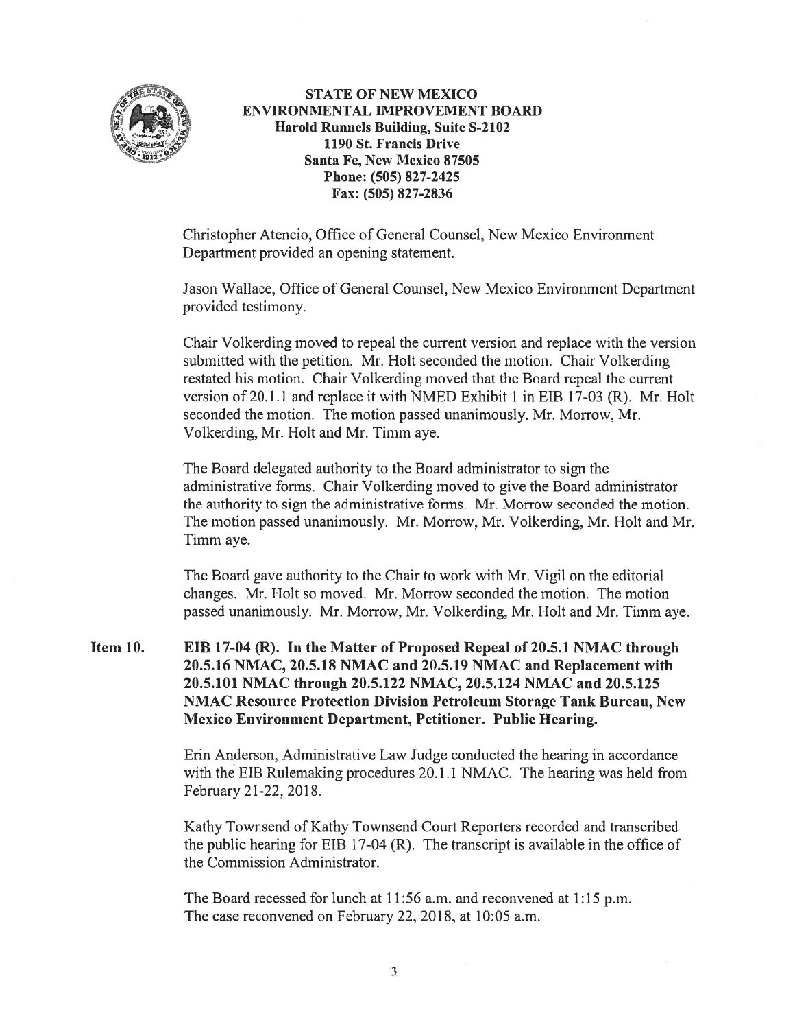**STATE OF NEW MEXICO**
**ENVIRONMENTAL IMPROVEMENT BOARD**
**Harold Runnels Building, Suite S-2102**
**1190 St. Francis Drive**
**Santa Fe, New Mexico 87505**
**Phone: (505) 827-2425**
**Fax: (505) 827-2836**

Christopher Atencio, Office of General Counsel, New Mexico Environment Department provided an opening statement.

Jason Wallace, Office of General Counsel, New Mexico Environment Department provided testimony.

Chair Volkerding moved to repeal the current version and replace with the version submitted with the petition. Mr. Holt seconded the motion. Chair Volkerding restated his motion. Chair Volkerding moved that the Board repeal the current version of 20.1.1 and replace it with NMED Exhibit 1 in EIB 17-03 (R). Mr. Holt seconded the motion. The motion passed unanimously. Mr. Morrow, Mr. Volkerding, Mr. Holt and Mr. Timm aye.

The Board delegated authority to the Board administrator to sign the administrative forms. Chair Volkerding moved to give the Board administrator the authority to sign the administrative forms. Mr. Morrow seconded the motion. The motion passed unanimously. Mr. Morrow, Mr. Volkerding, Mr. Holt and Mr. Timm aye.

The Board gave authority to the Chair to work with Mr. Vigil on the editorial changes. Mr. Holt so moved. Mr. Morrow seconded the motion. The motion passed unanimously. Mr. Morrow, Mr. Volkerding, Mr. Holt and Mr. Timm aye.

**Item 10. EIB 17-04 (R). In the Matter of Proposed Repeal of 20.5.1 NMAC through 20.5.16 NMAC, 20.5.18 NMAC and 20.5.19 NMAC and Replacement with 20.5.101 NMAC through 20.5.122 NMAC, 20.5.124 NMAC and 20.5.125 NMAC Resource Protection Division Petroleum Storage Tank Bureau, New Mexico Environment Department, Petitioner. Public Hearing.**

Erin Anderson, Administrative Law Judge conducted the hearing in accordance with the EIB Rulemaking procedures 20.1.1 NMAC. The hearing was held from February 21-22, 2018.

Kathy Townsend of Kathy Townsend Court Reporters recorded and transcribed the public hearing for EIB 17-04 (R). The transcript is available in the office of the Commission Administrator.

The Board recessed for lunch at 11:56 a.m. and reconvened at 1:15 p.m.
The case reconvened on February 22, 2018, at 10:05 a.m.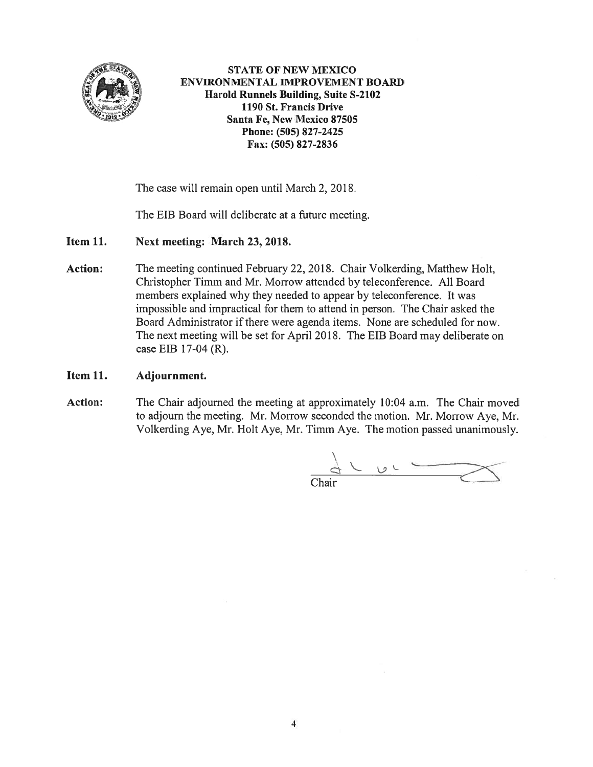**STATE OF NEW MEXICO**
**ENVIRONMENTAL IMPROVEMENT BOARD**
**Harold Runnels Building, Suite S-2102**
**1190 St. Francis Drive**
**Santa Fe, New Mexico 87505**
**Phone: (505) 827-2425**
**Fax: (505) 827-2836**

The case will remain open until March 2, 2018.

The EIB Board will deliberate at a future meeting.

**Item 11.** **Next meeting: March 23, 2018.**

**Action:** The meeting continued February 22, 2018. Chair Volkerding, Matthew Holt, Christopher Timm and Mr. Morrow attended by teleconference. All Board members explained why they needed to appear by teleconference. It was impossible and impractical for them to attend in person. The Chair asked the Board Administrator if there were agenda items. None are scheduled for now. The next meeting will be set for April 2018. The EIB Board may deliberate on case EIB 17-04 (R).

**Item 11.** **Adjournment.**

**Action:** The Chair adjourned the meeting at approximately 10:04 a.m. The Chair moved to adjourn the meeting. Mr. Morrow seconded the motion. Mr. Morrow Aye, Mr. Volkerding Aye, Mr. Holt Aye, Mr. Timm Aye. The motion passed unanimously.

Chair